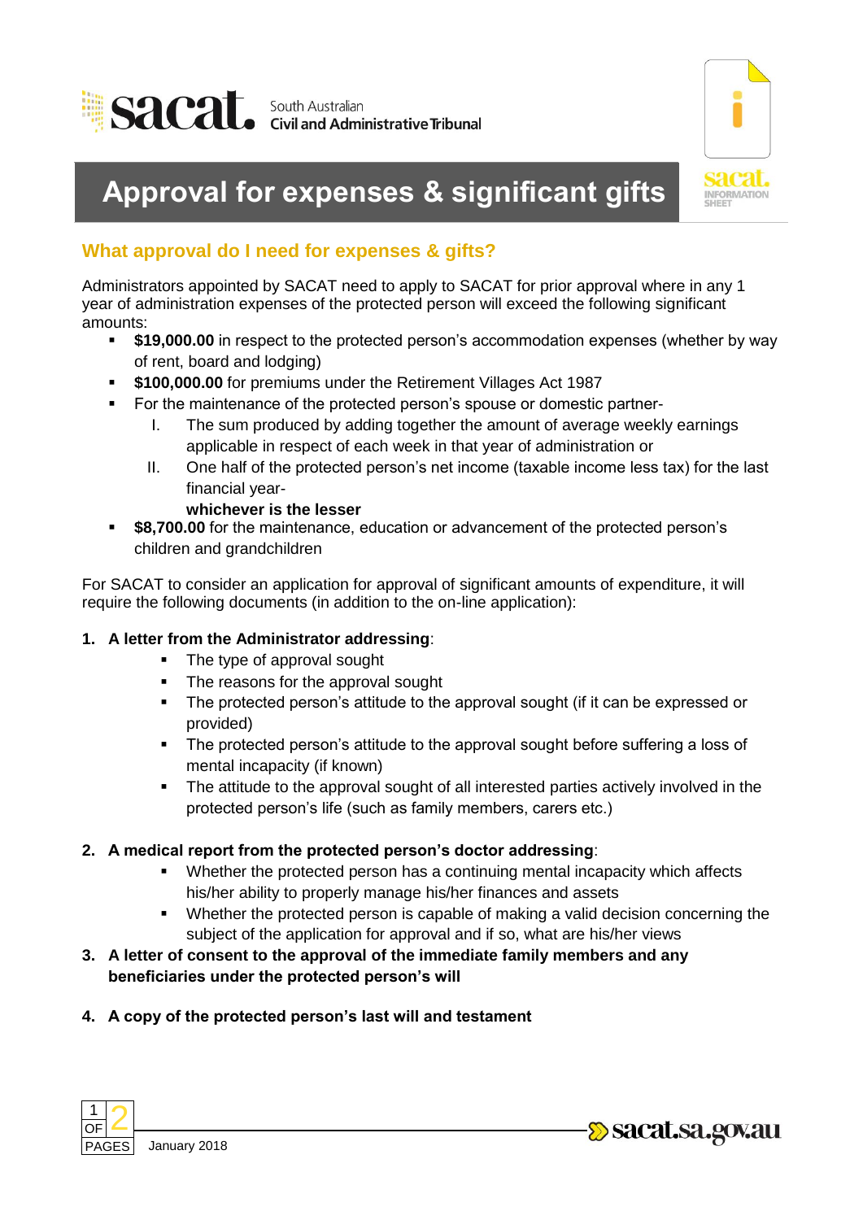sacat. South Australian Civil and Administrative Tribunal

# Approval for expenses & significant gifts

## What approval do I need for expenses & gifts?

Administrators appointed by SACAT need to apply to SACAT for prior approval where in any 1 year of administration expenses of the protected person will exceed the following significant amounts:

- **$19,000.00** in respect to the protected person's accommodation expenses (whether by way of rent, board and lodging)
- **$100,000.00** for premiums under the Retirement Villages Act 1987
- For the maintenance of the protected person's spouse or domestic partner-
  I. The sum produced by adding together the amount of average weekly earnings applicable in respect of each week in that year of administration or
  II. One half of the protected person's net income (taxable income less tax) for the last financial year-
  **whichever is the lesser**
- **$8,700.00** for the maintenance, education or advancement of the protected person's children and grandchildren

For SACAT to consider an application for approval of significant amounts of expenditure, it will require the following documents (in addition to the on-line application):

1. **A letter from the Administrator addressing**:
   - The type of approval sought
   - The reasons for the approval sought
   - The protected person's attitude to the approval sought (if it can be expressed or provided)
   - The protected person's attitude to the approval sought before suffering a loss of mental incapacity (if known)
   - The attitude to the approval sought of all interested parties actively involved in the protected person's life (such as family members, carers etc.)

2. **A medical report from the protected person's doctor addressing**:
   - Whether the protected person has a continuing mental incapacity which affects his/her ability to properly manage his/her finances and assets
   - Whether the protected person is capable of making a valid decision concerning the subject of the application for approval and if so, what are his/her views

3. **A letter of consent to the approval of the immediate family members and any beneficiaries under the protected person's will**

4. **A copy of the protected person's last will and testament**

January 2018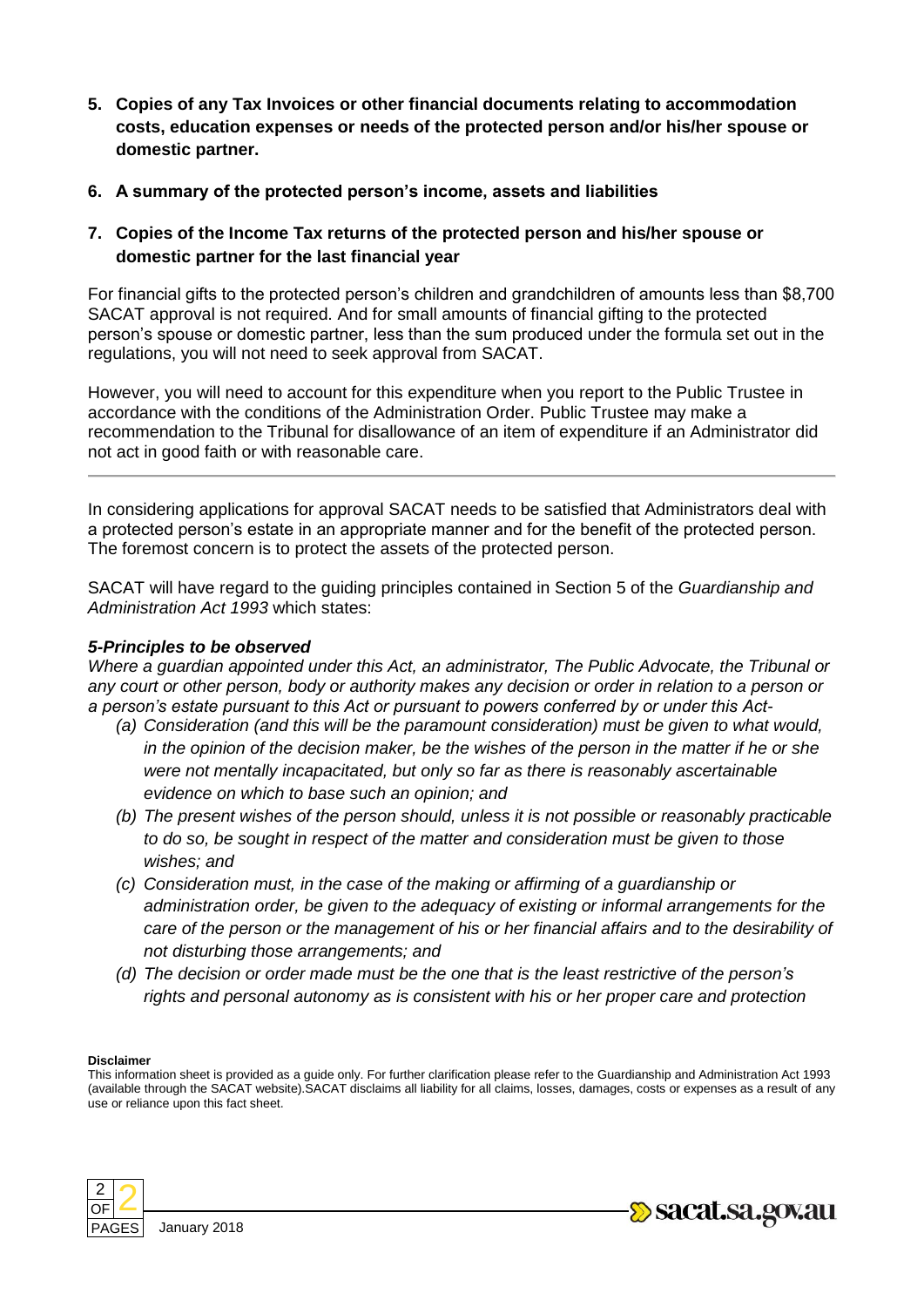5. **Copies of any Tax Invoices or other financial documents relating to accommodation costs, education expenses or needs of the protected person and/or his/her spouse or domestic partner.**

6. **A summary of the protected person's income, assets and liabilities**

7. **Copies of the Income Tax returns of the protected person and his/her spouse or domestic partner for the last financial year**

For financial gifts to the protected person's children and grandchildren of amounts less than $8,700 SACAT approval is not required. And for small amounts of financial gifting to the protected person's spouse or domestic partner, less than the sum produced under the formula set out in the regulations, you will not need to seek approval from SACAT.

However, you will need to account for this expenditure when you report to the Public Trustee in accordance with the conditions of the Administration Order. Public Trustee may make a recommendation to the Tribunal for disallowance of an item of expenditure if an Administrator did not act in good faith or with reasonable care.

---

In considering applications for approval SACAT needs to be satisfied that Administrators deal with a protected person's estate in an appropriate manner and for the benefit of the protected person. The foremost concern is to protect the assets of the protected person.

SACAT will have regard to the guiding principles contained in Section 5 of the *Guardianship and Administration Act 1993* which states:

***5-Principles to be observed***

*Where a guardian appointed under this Act, an administrator, The Public Advocate, the Tribunal or any court or other person, body or authority makes any decision or order in relation to a person or a person's estate pursuant to this Act or pursuant to powers conferred by or under this Act-*

- *(a) Consideration (and this will be the paramount consideration) must be given to what would, in the opinion of the decision maker, be the wishes of the person in the matter if he or she were not mentally incapacitated, but only so far as there is reasonably ascertainable evidence on which to base such an opinion; and*
- *(b) The present wishes of the person should, unless it is not possible or reasonably practicable to do so, be sought in respect of the matter and consideration must be given to those wishes; and*
- *(c) Consideration must, in the case of the making or affirming of a guardianship or administration order, be given to the adequacy of existing or informal arrangements for the care of the person or the management of his or her financial affairs and to the desirability of not disturbing those arrangements; and*
- *(d) The decision or order made must be the one that is the least restrictive of the person's rights and personal autonomy as is consistent with his or her proper care and protection*

**Disclaimer**

This information sheet is provided as a guide only. For further clarification please refer to the Guardianship and Administration Act 1993 (available through the SACAT website).SACAT disclaims all liability for all claims, losses, damages, costs or expenses as a result of any use or reliance upon this fact sheet.

January 2018